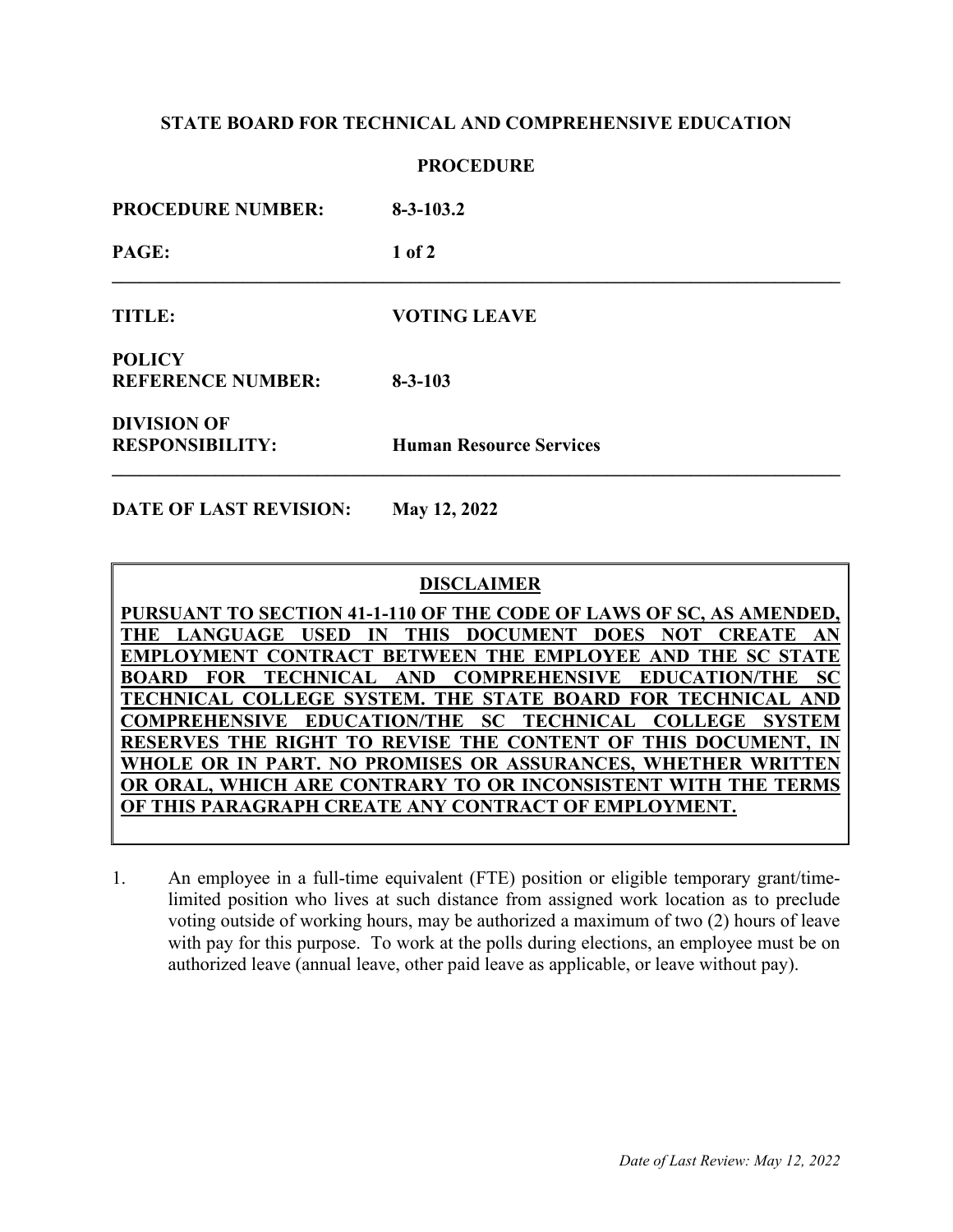**STATE BOARD FOR TECHNICAL AND COMPREHENSIVE EDUCATION**

**PROCEDURE**

| | |
|---|---|
| **PROCEDURE NUMBER:** | **8-3-103.2** |
| **TITLE:** | **VOTING LEAVE** |
| **POLICY REFERENCE NUMBER:** | **8-3-103** |
| **DIVISION OF RESPONSIBILITY:** | **Human Resource Services** |
| **DATE OF LAST REVISION:** | **May 12, 2022** |

---

**DISCLAIMER**

**PURSUANT TO SECTION 41-1-110 OF THE CODE OF LAWS OF SC, AS AMENDED, THE LANGUAGE USED IN THIS DOCUMENT DOES NOT CREATE AN EMPLOYMENT CONTRACT BETWEEN THE EMPLOYEE AND THE SC STATE BOARD FOR TECHNICAL AND COMPREHENSIVE EDUCATION/THE SC TECHNICAL COLLEGE SYSTEM. THE STATE BOARD FOR TECHNICAL AND COMPREHENSIVE EDUCATION/THE SC TECHNICAL COLLEGE SYSTEM RESERVES THE RIGHT TO REVISE THE CONTENT OF THIS DOCUMENT, IN WHOLE OR IN PART. NO PROMISES OR ASSURANCES, WHETHER WRITTEN OR ORAL, WHICH ARE CONTRARY TO OR INCONSISTENT WITH THE TERMS OF THIS PARAGRAPH CREATE ANY CONTRACT OF EMPLOYMENT.**

---

1. An employee in a full-time equivalent (FTE) position or eligible temporary grant/time-limited position who lives at such distance from assigned work location as to preclude voting outside of working hours, may be authorized a maximum of two (2) hours of leave with pay for this purpose. To work at the polls during elections, an employee must be on authorized leave (annual leave, other paid leave as applicable, or leave without pay).

*Date of Last Review: May 12, 2022*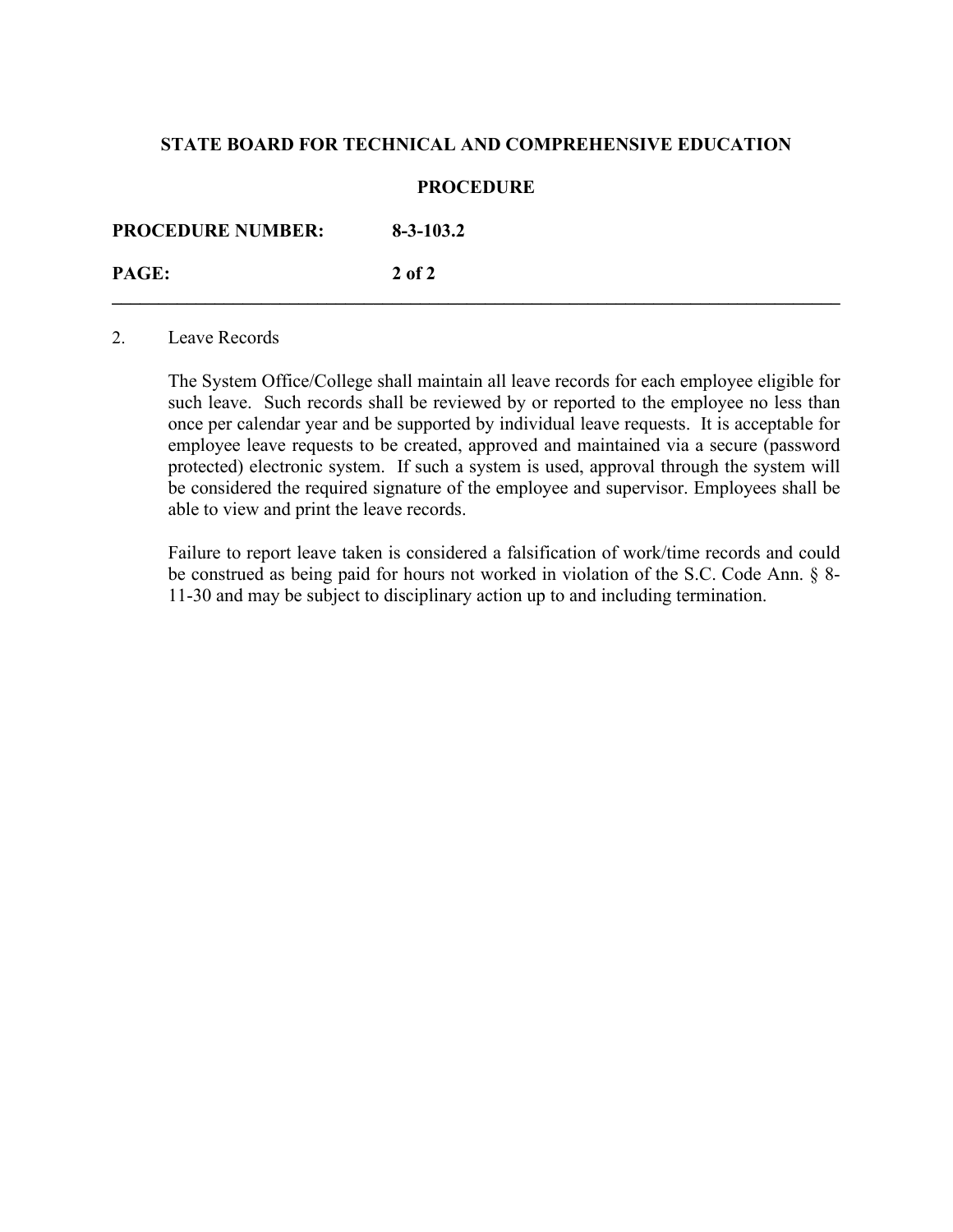2. Leave Records

The System Office/College shall maintain all leave records for each employee eligible for such leave. Such records shall be reviewed by or reported to the employee no less than once per calendar year and be supported by individual leave requests. It is acceptable for employee leave requests to be created, approved and maintained via a secure (password protected) electronic system. If such a system is used, approval through the system will be considered the required signature of the employee and supervisor. Employees shall be able to view and print the leave records.

Failure to report leave taken is considered a falsification of work/time records and could be construed as being paid for hours not worked in violation of the S.C. Code Ann. § 8-11-30 and may be subject to disciplinary action up to and including termination.